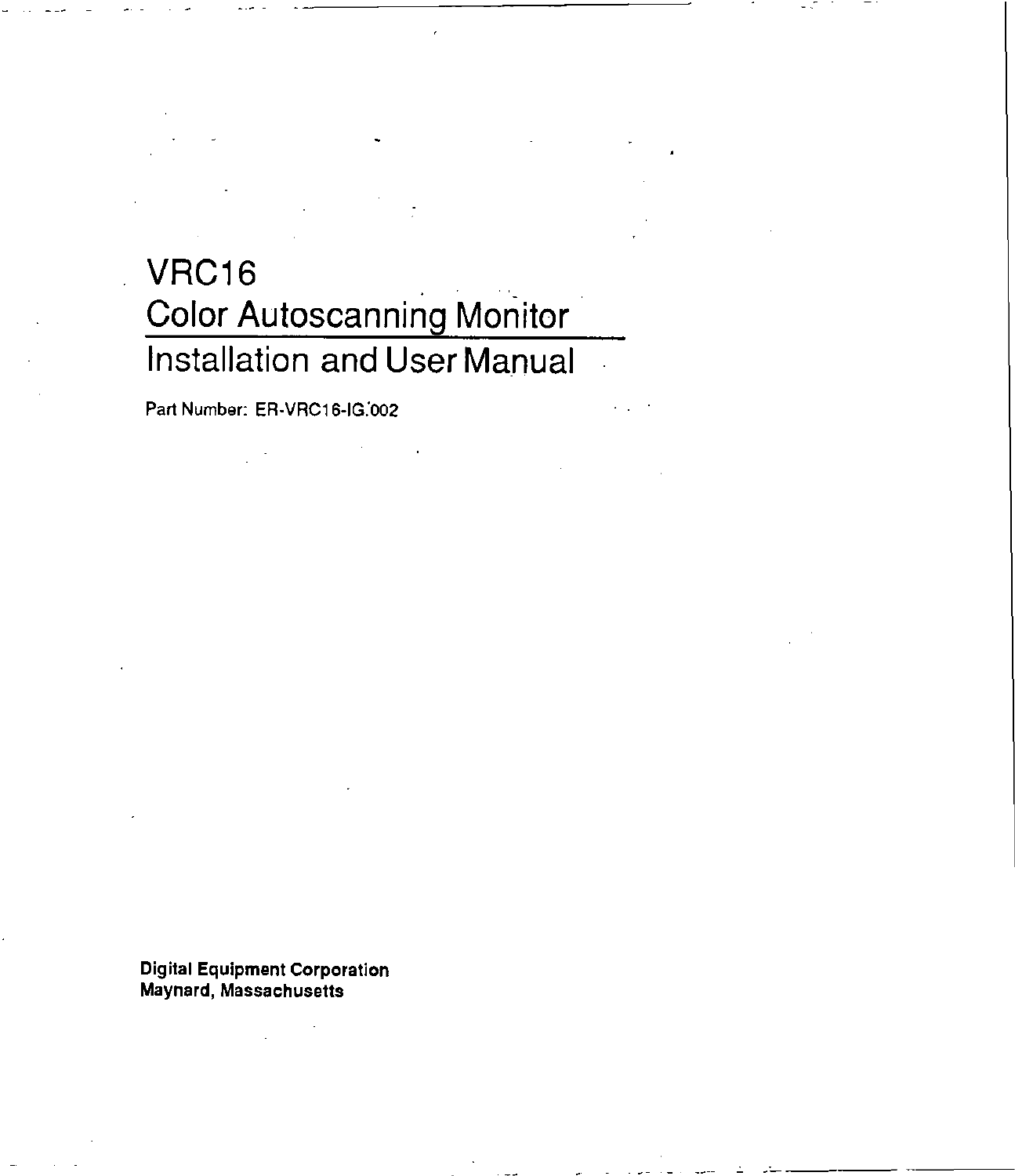# VRC16

## Color Autoscanning Monitor

## Installation and User Manual

Part Number: ER-VRC16-IG.002

**Digital Equipment Corporation**
**Maynard, Massachusetts**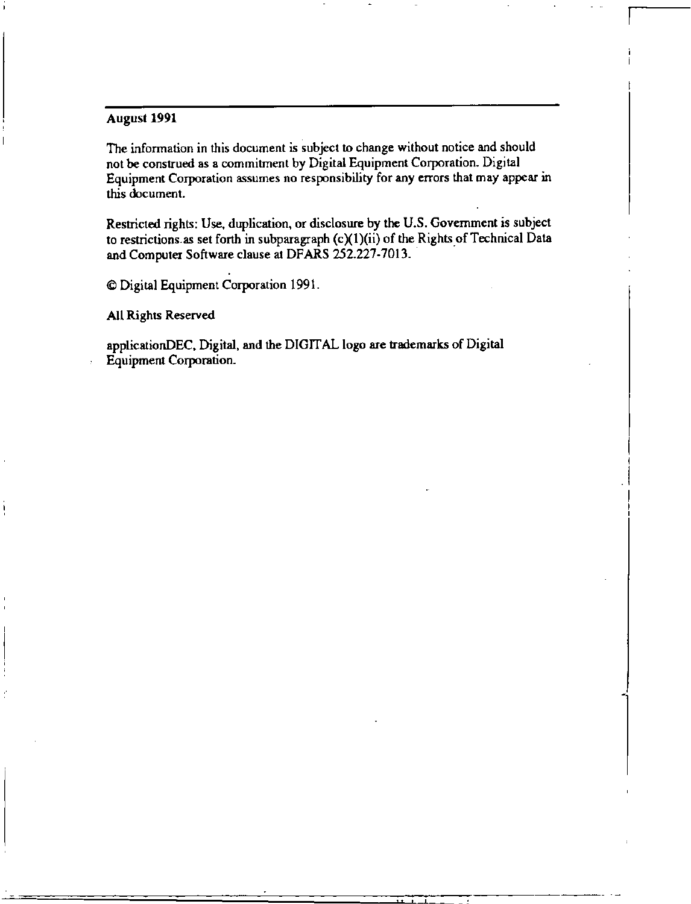**August 1991**

The information in this document is subject to change without notice and should not be construed as a commitment by Digital Equipment Corporation. Digital Equipment Corporation assumes no responsibility for any errors that may appear in this document.

Restricted rights: Use, duplication, or disclosure by the U.S. Government is subject to restrictions as set forth in subparagraph (c)(1)(ii) of the Rights of Technical Data and Computer Software clause at DFARS 252.227-7013.

© Digital Equipment Corporation 1991.

All Rights Reserved

applicationDEC, Digital, and the DIGITAL logo are trademarks of Digital Equipment Corporation.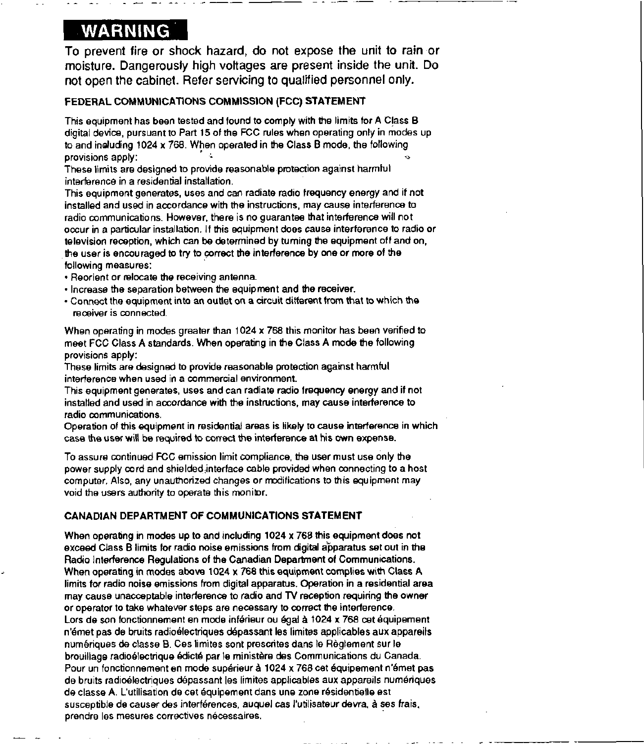# WARNING

To prevent fire or shock hazard, do not expose the unit to rain or moisture. Dangerously high voltages are present inside the unit. Do not open the cabinet. Refer servicing to qualified personnel only.

### FEDERAL COMMUNICATIONS COMMISSION (FCC) STATEMENT

This equipment has been tested and found to comply with the limits for A Class B digital device, pursuant to Part 15 of the FCC rules when operating only in modes up to and including 1024 x 768. When operated in the Class B mode, the following provisions apply:
These limits are designed to provide reasonable protection against harmful interference in a residential installation.
This equipment generates, uses and can radiate radio frequency energy and if not installed and used in accordance with the instructions, may cause interference to radio communications. However, there is no guarantee that interference will not occur in a particular installation. If this equipment does cause interference to radio or television reception, which can be determined by turning the equipment off and on, the user is encouraged to try to correct the interference by one or more of the following measures:

- Reorient or relocate the receiving antenna.
- Increase the separation between the equipment and the receiver.
- Connect the equipment into an outlet on a circuit different from that to which the receiver is connected.

When operating in modes greater than 1024 x 768 this monitor has been verified to meet FCC Class A standards. When operating in the Class A mode the following provisions apply:
These limits are designed to provide reasonable protection against harmful interference when used in a commercial environment.
This equipment generates, uses and can radiate radio frequency energy and if not installed and used in accordance with the instructions, may cause interference to radio communications.
Operation of this equipment in residential areas is likely to cause interference in which case the user will be required to correct the interference at his own expense.

To assure continued FCC emission limit compliance, the user must use only the power supply cord and shielded interface cable provided when connecting to a host computer. Also, any unauthorized changes or modifications to this equipment may void the users authority to operate this monitor.

### CANADIAN DEPARTMENT OF COMMUNICATIONS STATEMENT

When operating in modes up to and including 1024 x 768 this equipment does not exceed Class B limits for radio noise emissions from digital apparatus set out in the Radio Interference Regulations of the Canadian Department of Communications.
When operating in modes above 1024 x 768 this equipment complies with Class A limits for radio noise emissions from digital apparatus. Operation in a residential area may cause unacceptable interference to radio and TV reception requiring the owner or operator to take whatever steps are necessary to correct the interference.
Lors de son fonctionnement en mode inférieur ou égal à 1024 x 768 cet équipement n'émet pas de bruits radioélectriques dépassant les limites applicables aux appareils numériques de classe B. Ces limites sont prescrites dans le Règlement sur le brouillage radioélectrique édicté par le ministère des Communications du Canada.
Pour un fonctionnement en mode supérieur à 1024 x 768 cet équipement n'émet pas de bruits radioélectriques dépassant les limites applicables aux appareils numériques de classe A. L'utilisation de cet équipement dans une zone résidentielle est susceptible de causer des interférences, auquel cas l'utilisateur devra, à ses frais, prendre les mesures correctives nécessaires.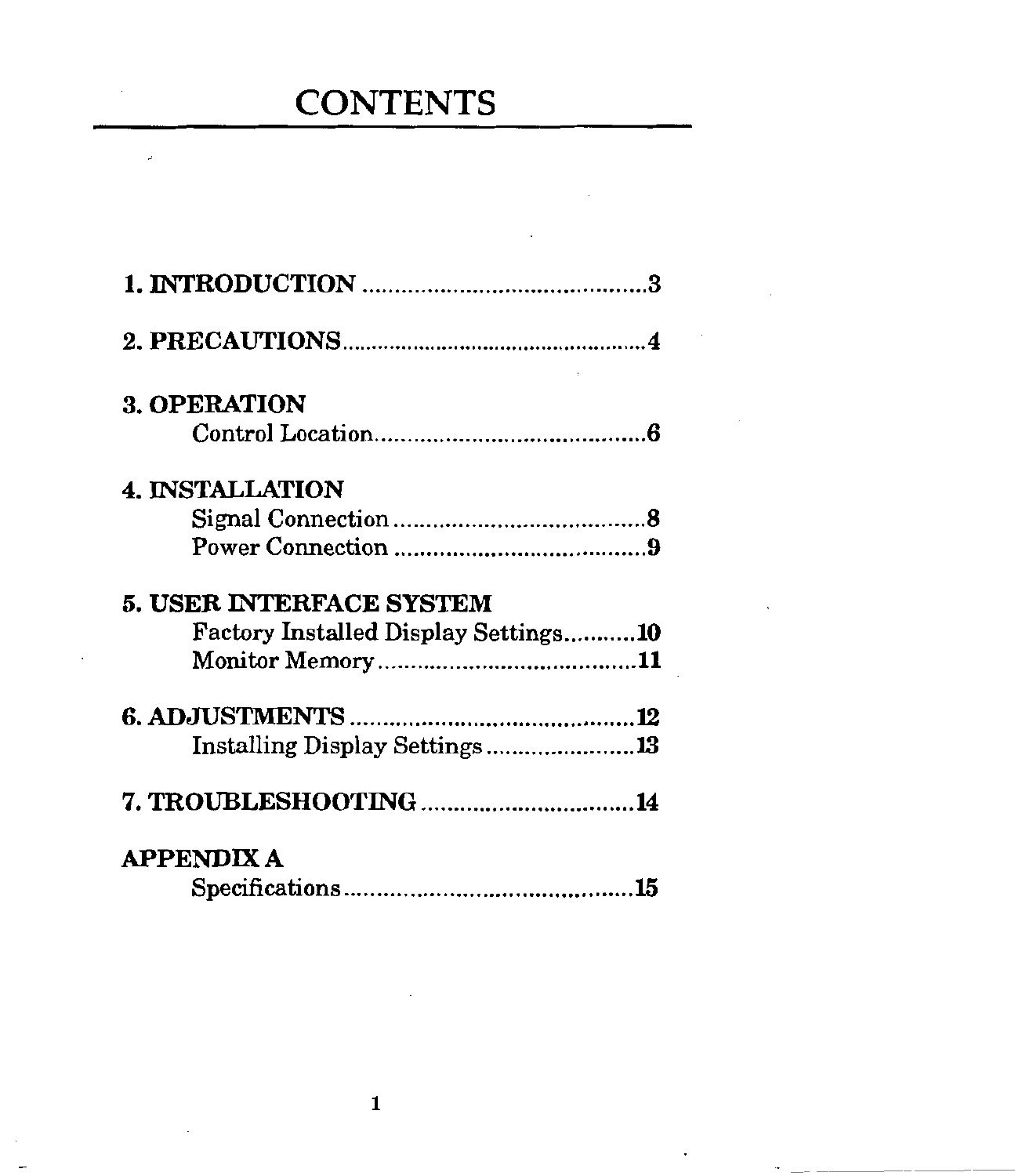# CONTENTS

**1. INTRODUCTION** ............................................3

**2. PRECAUTIONS**...................................................4

**3. OPERATION**

Control Location...........................................6

**4. INSTALLATION**

Signal Connection........................................8

Power Connection ........................................9

**5. USER INTERFACE SYSTEM**

Factory Installed Display Settings...........10

Monitor Memory........................................11

**6. ADJUSTMENTS** ............................................12

Installing Display Settings........................13

**7. TROUBLESHOOTING** .................................14

**APPENDIX A**

Specifications..............................................15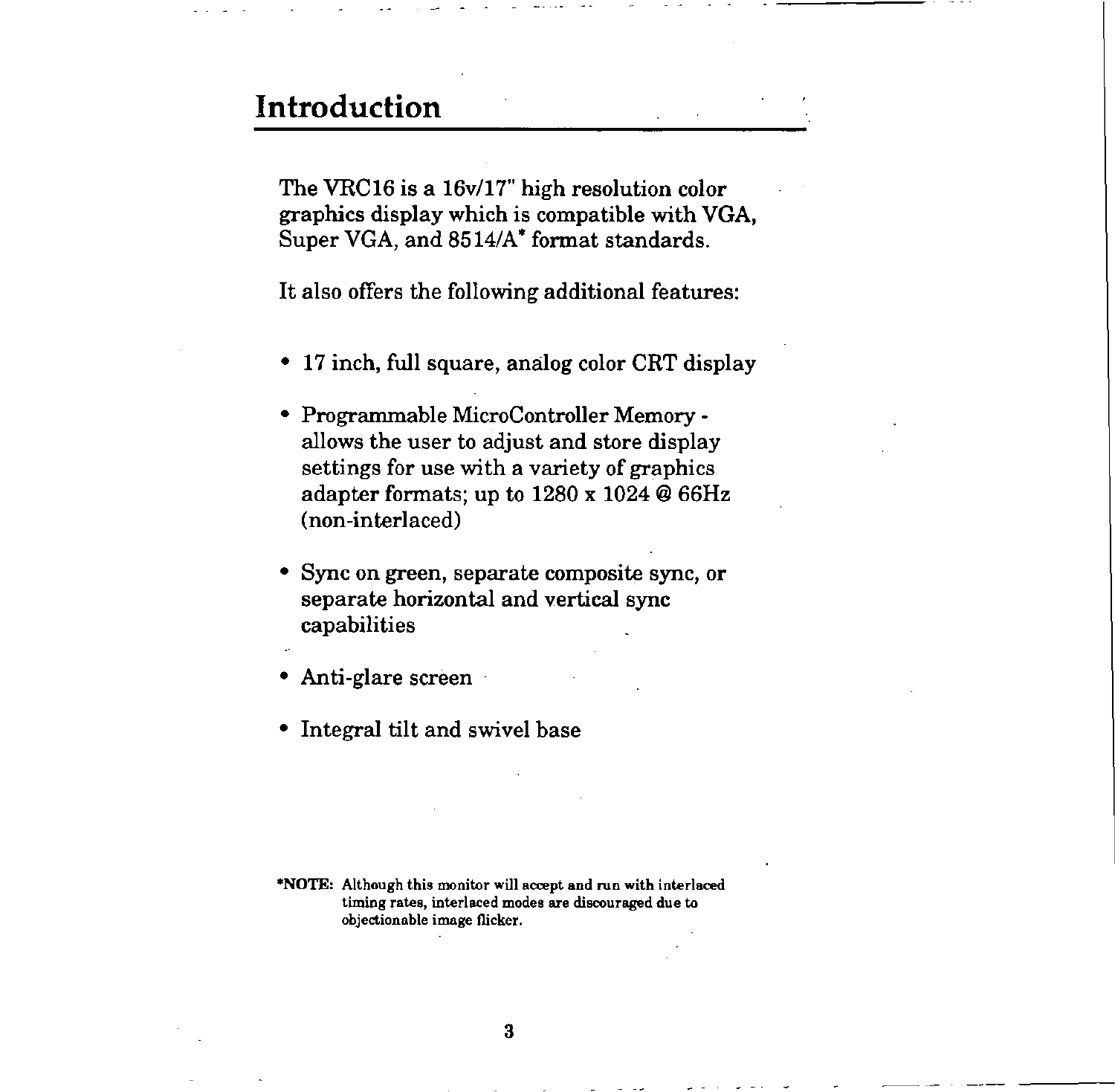# Introduction

The VRC16 is a 16v/17" high resolution color graphics display which is compatible with VGA, Super VGA, and 8514/A* format standards.

It also offers the following additional features:

- 17 inch, full square, analog color CRT display
- Programmable MicroController Memory - allows the user to adjust and store display settings for use with a variety of graphics adapter formats; up to 1280 x 1024 @ 66Hz (non-interlaced)
- Sync on green, separate composite sync, or separate horizontal and vertical sync capabilities
- Anti-glare screen
- Integral tilt and swivel base

*NOTE: Although this monitor will accept and run with interlaced timing rates, interlaced modes are discouraged due to objectionable image flicker.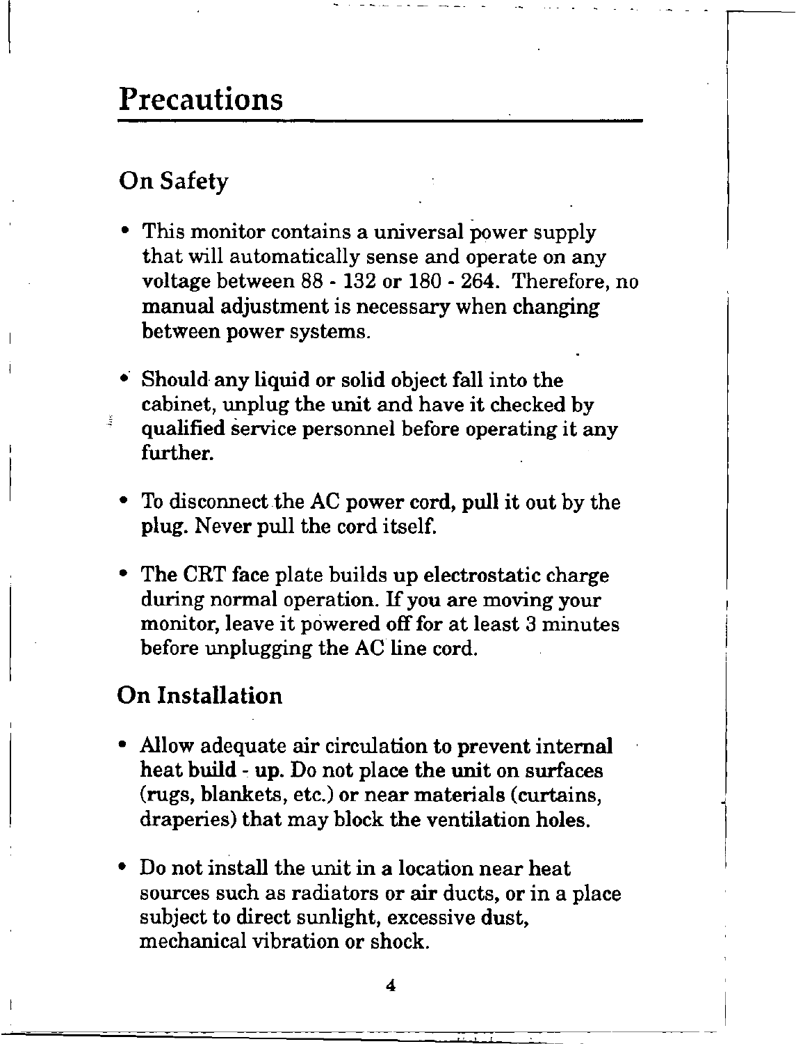# Precautions

## On Safety

- This monitor contains a universal power supply that will automatically sense and operate on any voltage between 88 - 132 or 180 - 264. Therefore, no manual adjustment is necessary when changing between power systems.
- Should any liquid or solid object fall into the cabinet, unplug the unit and have it checked by qualified service personnel before operating it any further.
- To disconnect the AC power cord, pull it out by the plug. Never pull the cord itself.
- The CRT face plate builds up electrostatic charge during normal operation. If you are moving your monitor, leave it powered off for at least 3 minutes before unplugging the AC line cord.

## On Installation

- Allow adequate air circulation to prevent internal heat build - up. Do not place the unit on surfaces (rugs, blankets, etc.) or near materials (curtains, draperies) that may block the ventilation holes.
- Do not install the unit in a location near heat sources such as radiators or air ducts, or in a place subject to direct sunlight, excessive dust, mechanical vibration or shock.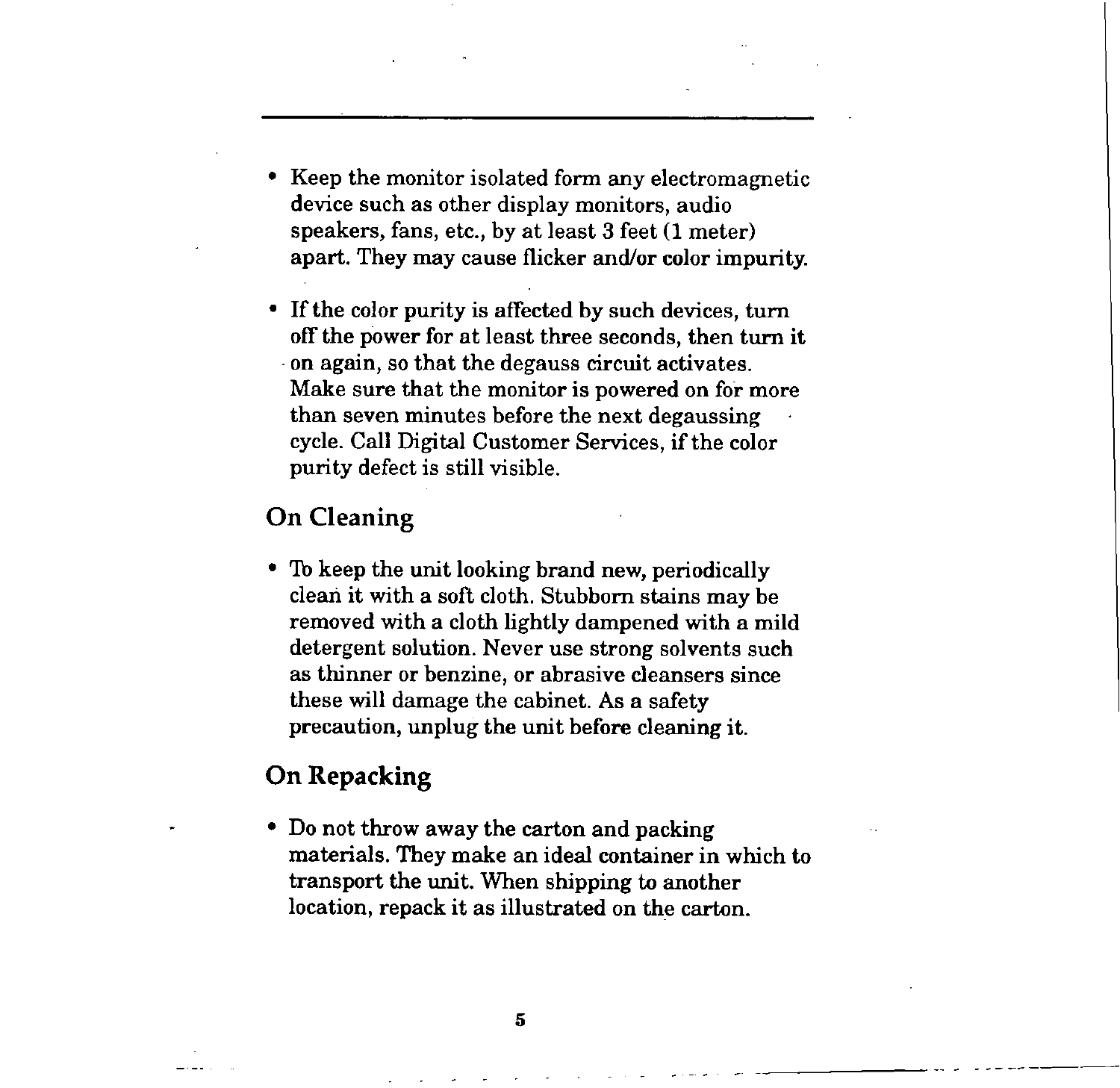- Keep the monitor isolated form any electromagnetic device such as other display monitors, audio speakers, fans, etc., by at least 3 feet (1 meter) apart. They may cause flicker and/or color impurity.

- If the color purity is affected by such devices, turn off the power for at least three seconds, then turn it on again, so that the degauss circuit activates. Make sure that the monitor is powered on for more than seven minutes before the next degaussing cycle. Call Digital Customer Services, if the color purity defect is still visible.

## On Cleaning

- To keep the unit looking brand new, periodically clean it with a soft cloth. Stubborn stains may be removed with a cloth lightly dampened with a mild detergent solution. Never use strong solvents such as thinner or benzine, or abrasive cleansers since these will damage the cabinet. As a safety precaution, unplug the unit before cleaning it.

## On Repacking

- Do not throw away the carton and packing materials. They make an ideal container in which to transport the unit. When shipping to another location, repack it as illustrated on the carton.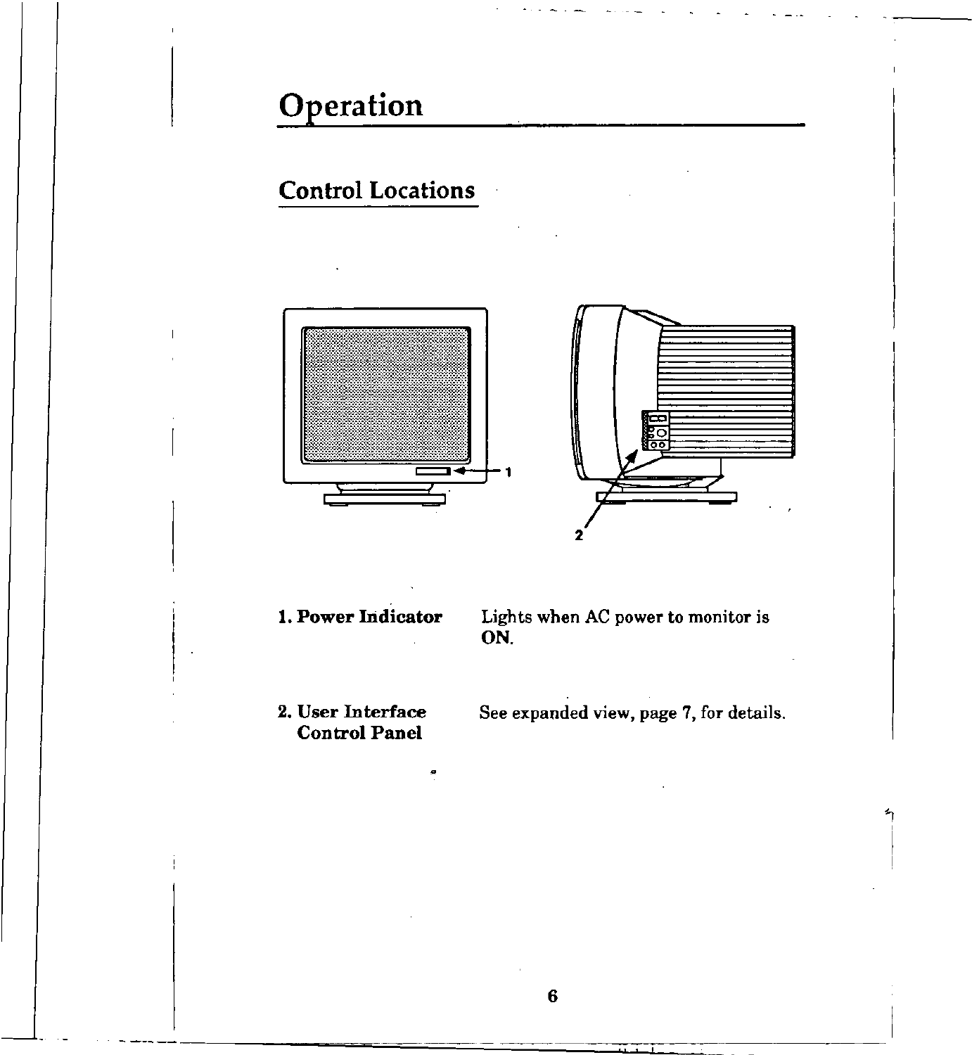# Operation

## Control Locations

**1. Power Indicator** — Lights when AC power to monitor is **ON**.

**2. User Interface Control Panel** — See expanded view, page 7, for details.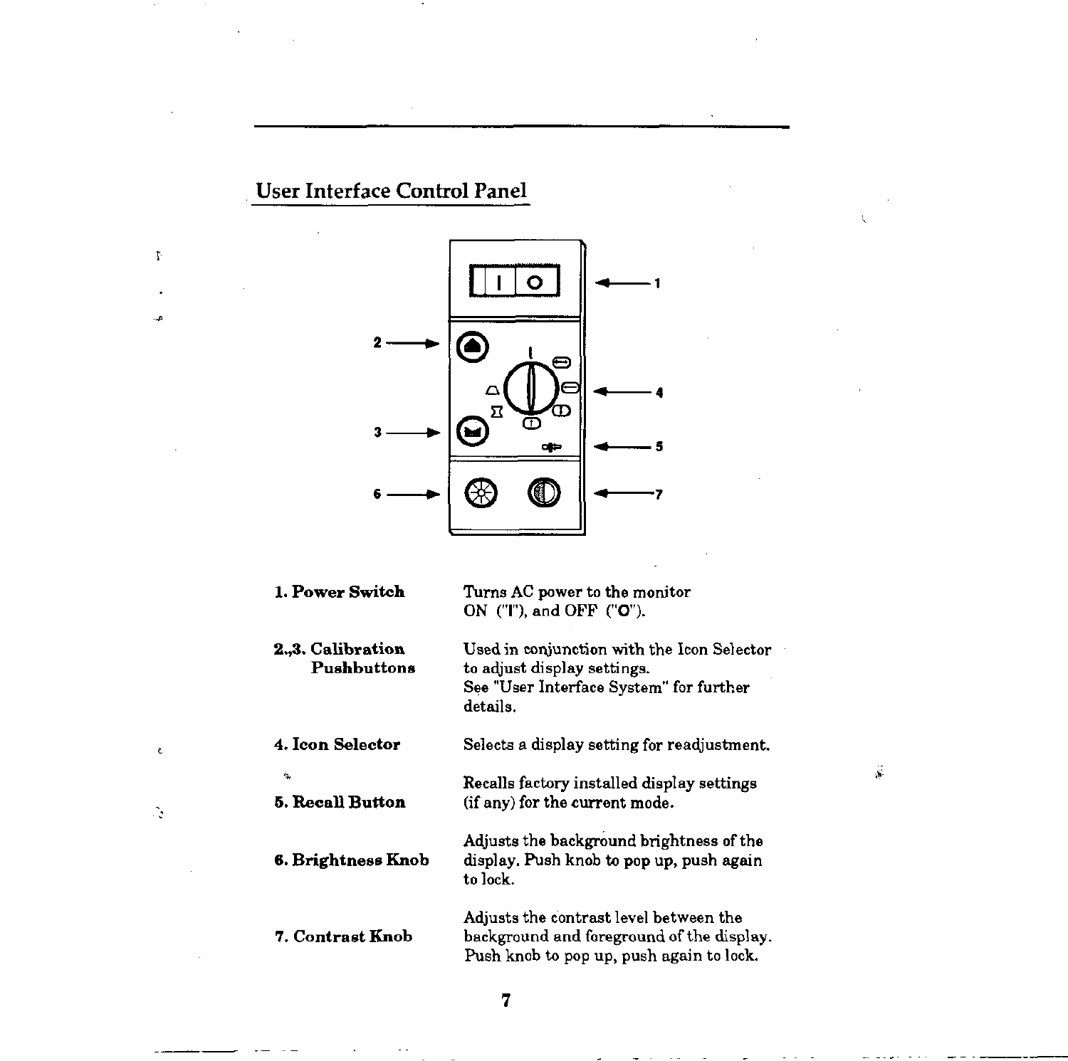## User Interface Control Panel

| | |
|---|---|
| **1. Power Switch** | Turns AC power to the monitor ON ("I"), and OFF ("O"). |
| **2.,3. Calibration Pushbuttons** | Used in conjunction with the Icon Selector to adjust display settings. See "User Interface System" for further details. |
| **4. Icon Selector** | Selects a display setting for readjustment. |
| **5. Recall Button** | Recalls factory installed display settings (if any) for the current mode. |
| **6. Brightness Knob** | Adjusts the background brightness of the display. Push knob to pop up, push again to lock. |
| **7. Contrast Knob** | Adjusts the contrast level between the background and foreground of the display. Push knob to pop up, push again to lock. |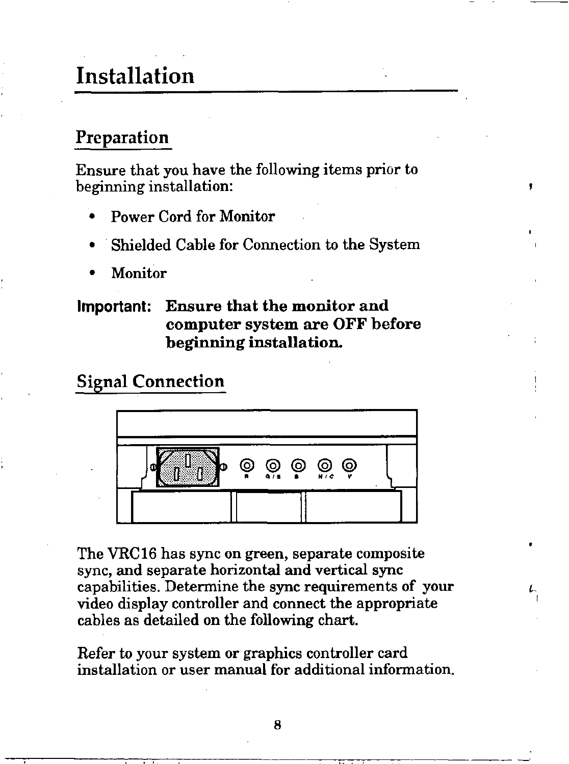# Installation

## Preparation

Ensure that you have the following items prior to beginning installation:

- Power Cord for Monitor
- Shielded Cable for Connection to the System
- Monitor

**Important: Ensure that the monitor and computer system are OFF before beginning installation.**

## Signal Connection

The VRC16 has sync on green, separate composite sync, and separate horizontal and vertical sync capabilities. Determine the sync requirements of your video display controller and connect the appropriate cables as detailed on the following chart.

Refer to your system or graphics controller card installation or user manual for additional information.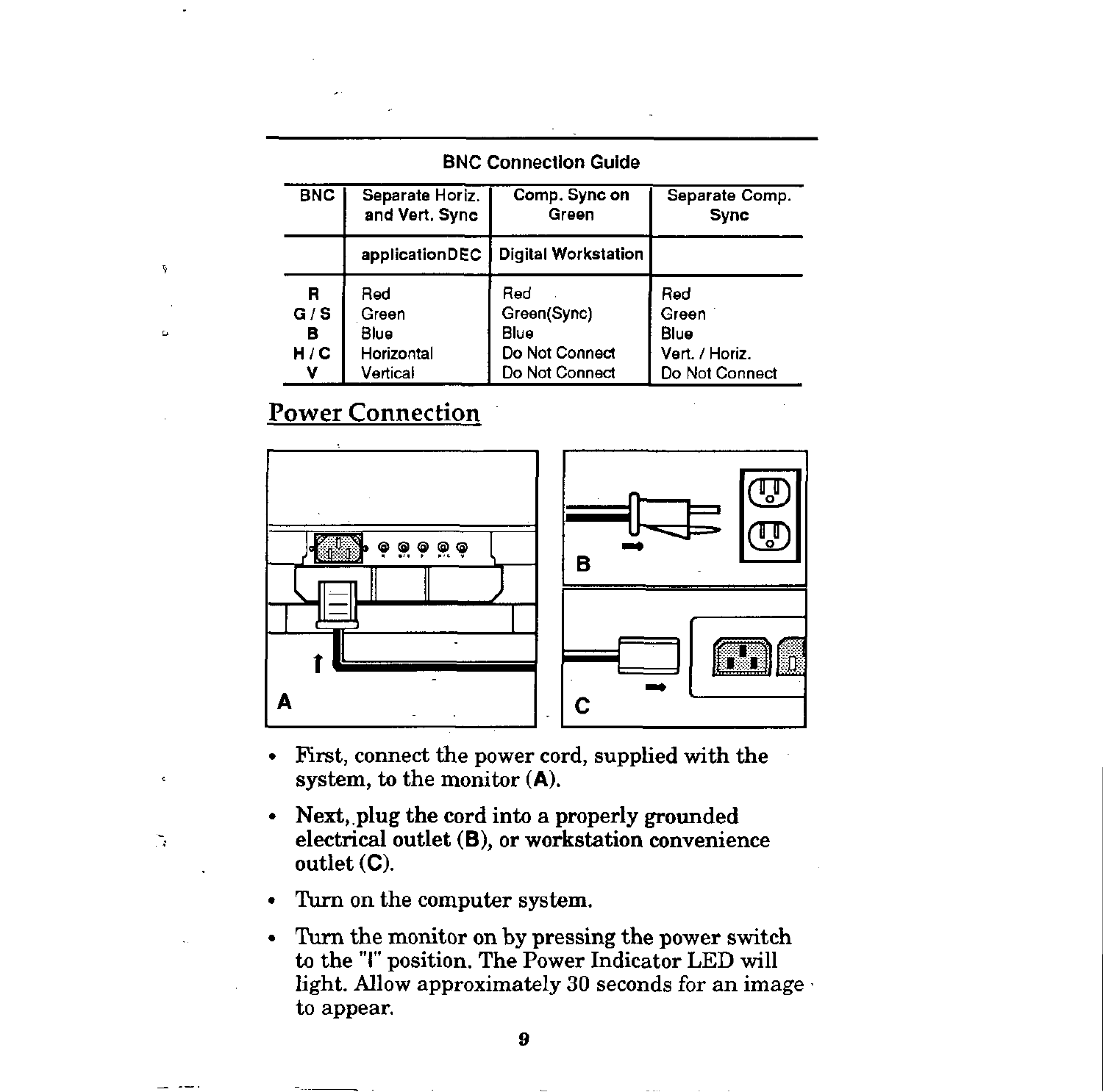**BNC Connection Guide**

| BNC | Separate Horiz. and Vert. Sync | Comp. Sync on Green | Separate Comp. Sync |
|---|---|---|---|
| | applicationDEC | Digital Workstation | |
| R | Red | Red | Red |
| G / S | Green | Green(Sync) | Green |
| B | Blue | Blue | Blue |
| H / C | Horizontal | Do Not Connect | Vert. / Horiz. |
| V | Vertical | Do Not Connect | Do Not Connect |

## Power Connection

- First, connect the power cord, supplied with the system, to the monitor (**A**).
- Next, plug the cord into a properly grounded electrical outlet (**B**), or workstation convenience outlet (**C**).
- Turn on the computer system.
- Turn the monitor on by pressing the power switch to the "I" position. The Power Indicator LED will light. Allow approximately 30 seconds for an image to appear.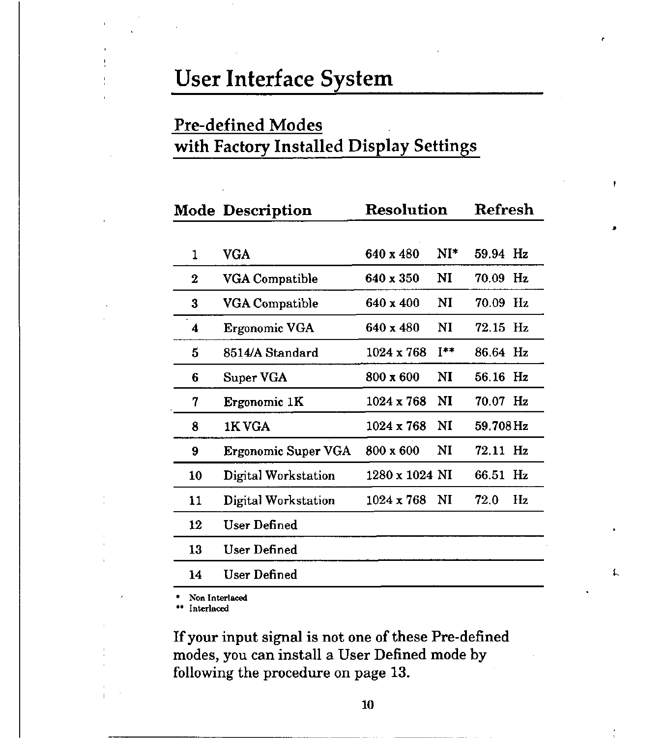# User Interface System

## Pre-defined Modes with Factory Installed Display Settings

| Mode | Description | Resolution | | Refresh |
|---|---|---|---|---|
| 1 | VGA | 640 x 480 | NI* | 59.94 Hz |
| 2 | VGA Compatible | 640 x 350 | NI | 70.09 Hz |
| 3 | VGA Compatible | 640 x 400 | NI | 70.09 Hz |
| 4 | Ergonomic VGA | 640 x 480 | NI | 72.15 Hz |
| 5 | 8514/A Standard | 1024 x 768 | I** | 86.64 Hz |
| 6 | Super VGA | 800 x 600 | NI | 56.16 Hz |
| 7 | Ergonomic 1K | 1024 x 768 | NI | 70.07 Hz |
| 8 | 1K VGA | 1024 x 768 | NI | 59.708 Hz |
| 9 | Ergonomic Super VGA | 800 x 600 | NI | 72.11 Hz |
| 10 | Digital Workstation | 1280 x 1024 | NI | 66.51 Hz |
| 11 | Digital Workstation | 1024 x 768 | NI | 72.0 Hz |
| 12 | User Defined | | | |
| 13 | User Defined | | | |
| 14 | User Defined | | | |

\* Non Interlaced
\*\* Interlaced

If your input signal is not one of these Pre-defined modes, you can install a User Defined mode by following the procedure on page 13.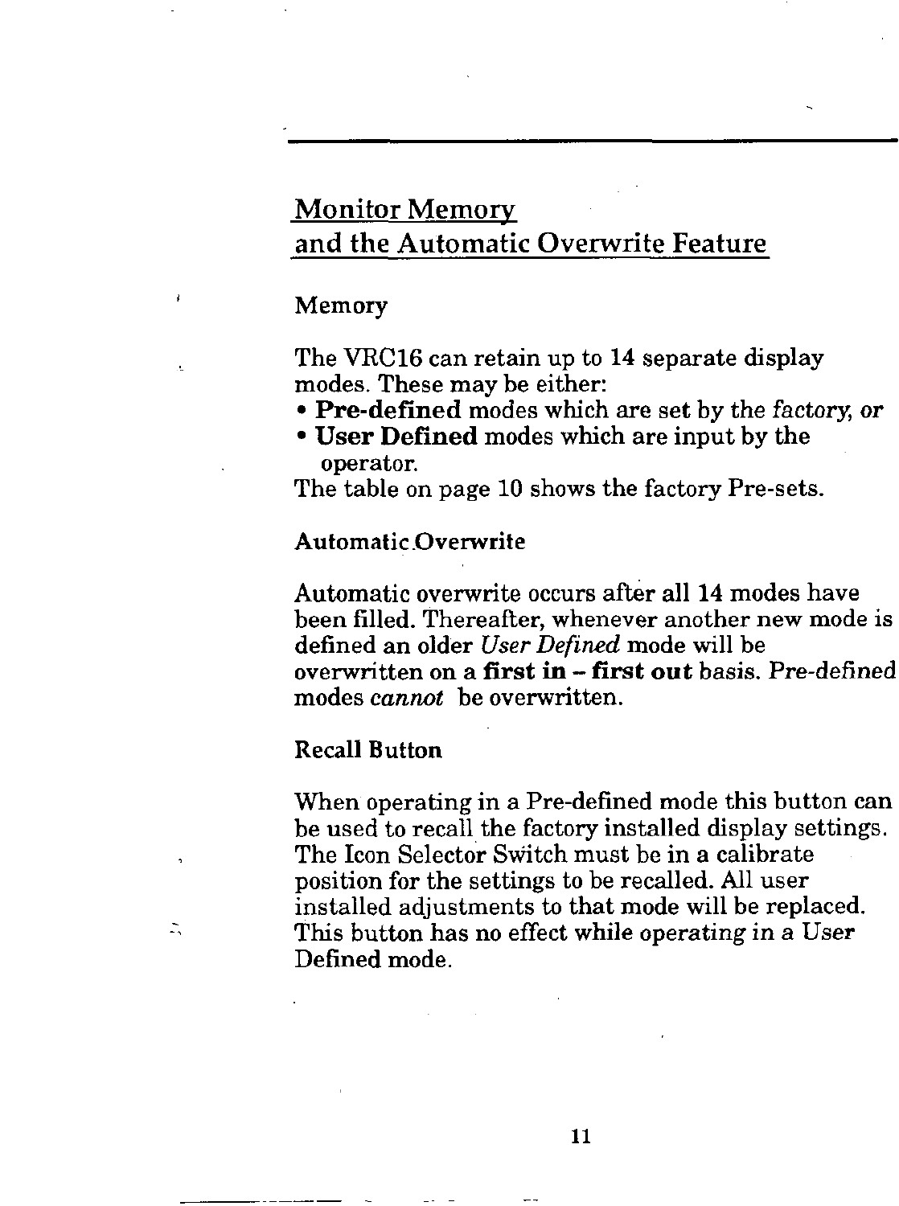## Monitor Memory and the Automatic Overwrite Feature

### Memory

The VRC16 can retain up to 14 separate display modes. These may be either:

- **Pre-defined** modes which are set by the *factory*, or
- **User Defined** modes which are input by the operator.

The table on page 10 shows the factory Pre-sets.

### Automatic Overwrite

Automatic overwrite occurs after all 14 modes have been filled. Thereafter, whenever another new mode is defined an older *User Defined* mode will be overwritten on a **first in – first out** basis. Pre-defined modes *cannot* be overwritten.

### Recall Button

When operating in a Pre-defined mode this button can be used to recall the factory installed display settings. The Icon Selector Switch must be in a calibrate position for the settings to be recalled. All user installed adjustments to that mode will be replaced. This button has no effect while operating in a User Defined mode.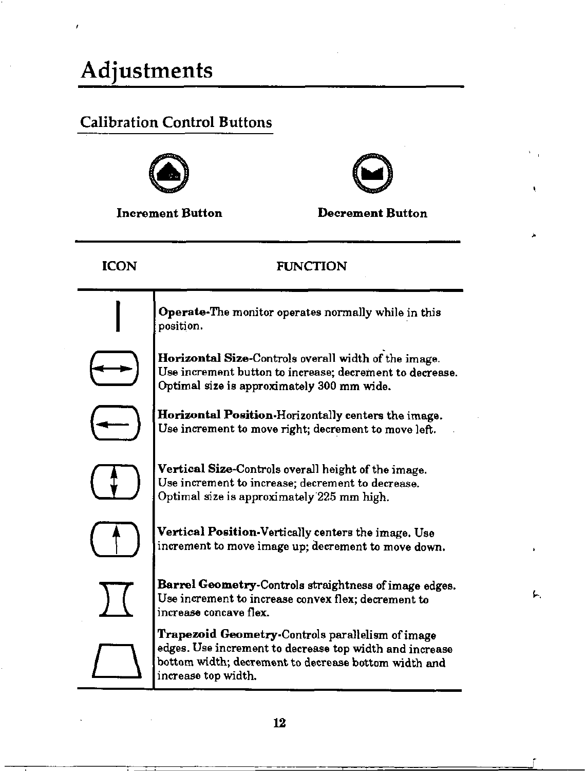# Adjustments

## Calibration Control Buttons

**Increment Button** **Decrement Button**

| ICON | FUNCTION |
|---|---|
| | **Operate**-The monitor operates normally while in this position. |
| | **Horizontal Size**-Controls overall width of the image. Use increment button to increase; decrement to decrease. Optimal size is approximately 300 mm wide. |
| | **Horizontal Position**-Horizontally centers the image. Use increment to move right; decrement to move left. |
| | **Vertical Size**-Controls overall height of the image. Use increment to increase; decrement to decrease. Optimal size is approximately 225 mm high. |
| | **Vertical Position**-Vertically centers the image. Use increment to move image up; decrement to move down. |
| | **Barrel Geometry**-Controls straightness of image edges. Use increment to increase convex flex; decrement to increase concave flex. |
| | **Trapezoid Geometry**-Controls parallelism of image edges. Use increment to decrease top width and increase bottom width; decrement to decrease bottom width and increase top width. |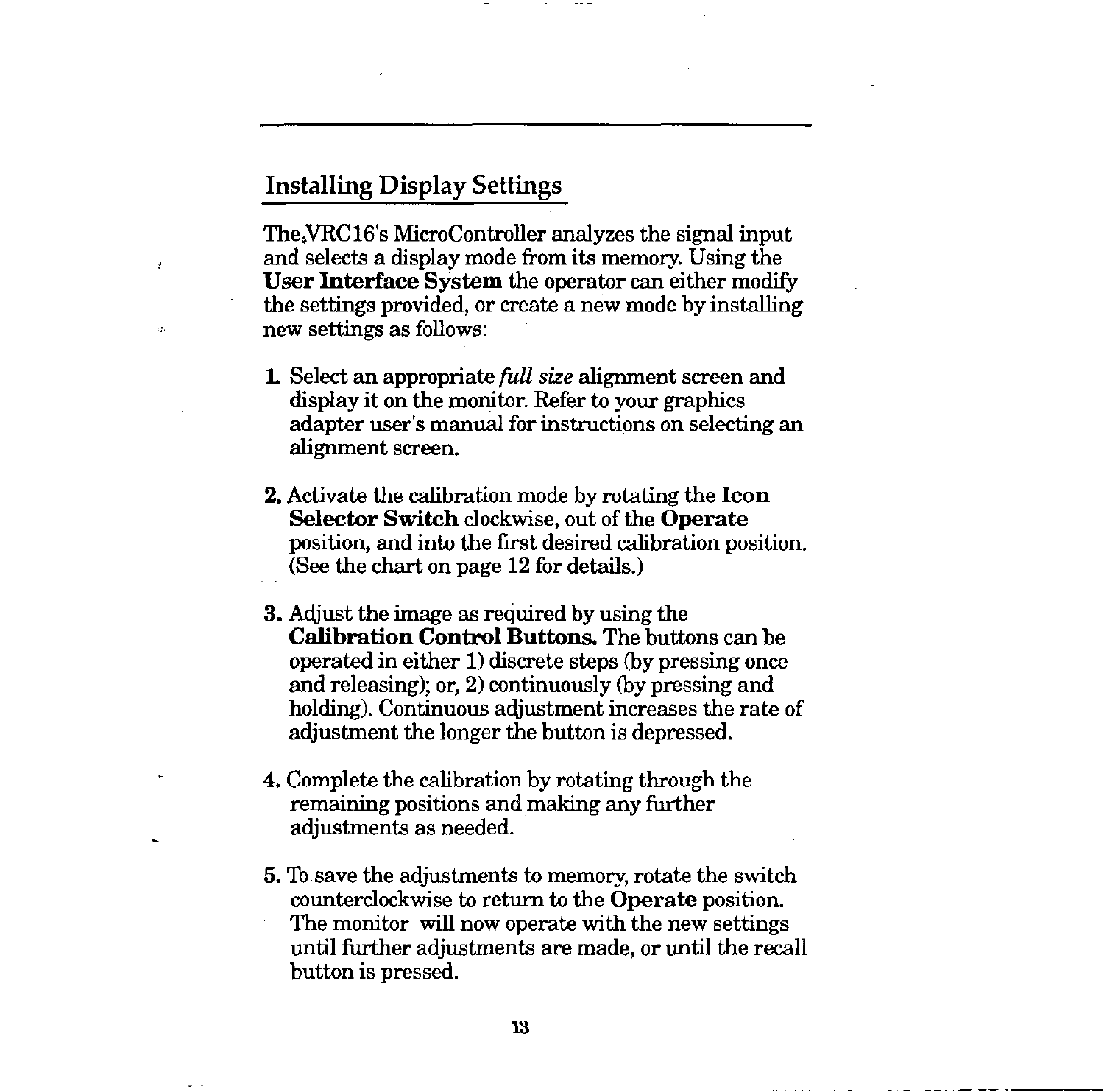## Installing Display Settings

The VRC16's MicroController analyzes the signal input and selects a display mode from its memory. Using the **User Interface System** the operator can either modify the settings provided, or create a new mode by installing new settings as follows:

1. Select an appropriate *full size* alignment screen and display it on the monitor. Refer to your graphics adapter user's manual for instructions on selecting an alignment screen.

2. Activate the calibration mode by rotating the **Icon Selector Switch** clockwise, out of the **Operate** position, and into the first desired calibration position. (See the chart on page 12 for details.)

3. Adjust the image as required by using the **Calibration Control Buttons.** The buttons can be operated in either 1) discrete steps (by pressing once and releasing); or, 2) continuously (by pressing and holding). Continuous adjustment increases the rate of adjustment the longer the button is depressed.

4. Complete the calibration by rotating through the remaining positions and making any further adjustments as needed.

5. To save the adjustments to memory, rotate the switch counterclockwise to return to the **Operate** position. The monitor will now operate with the new settings until further adjustments are made, or until the recall button is pressed.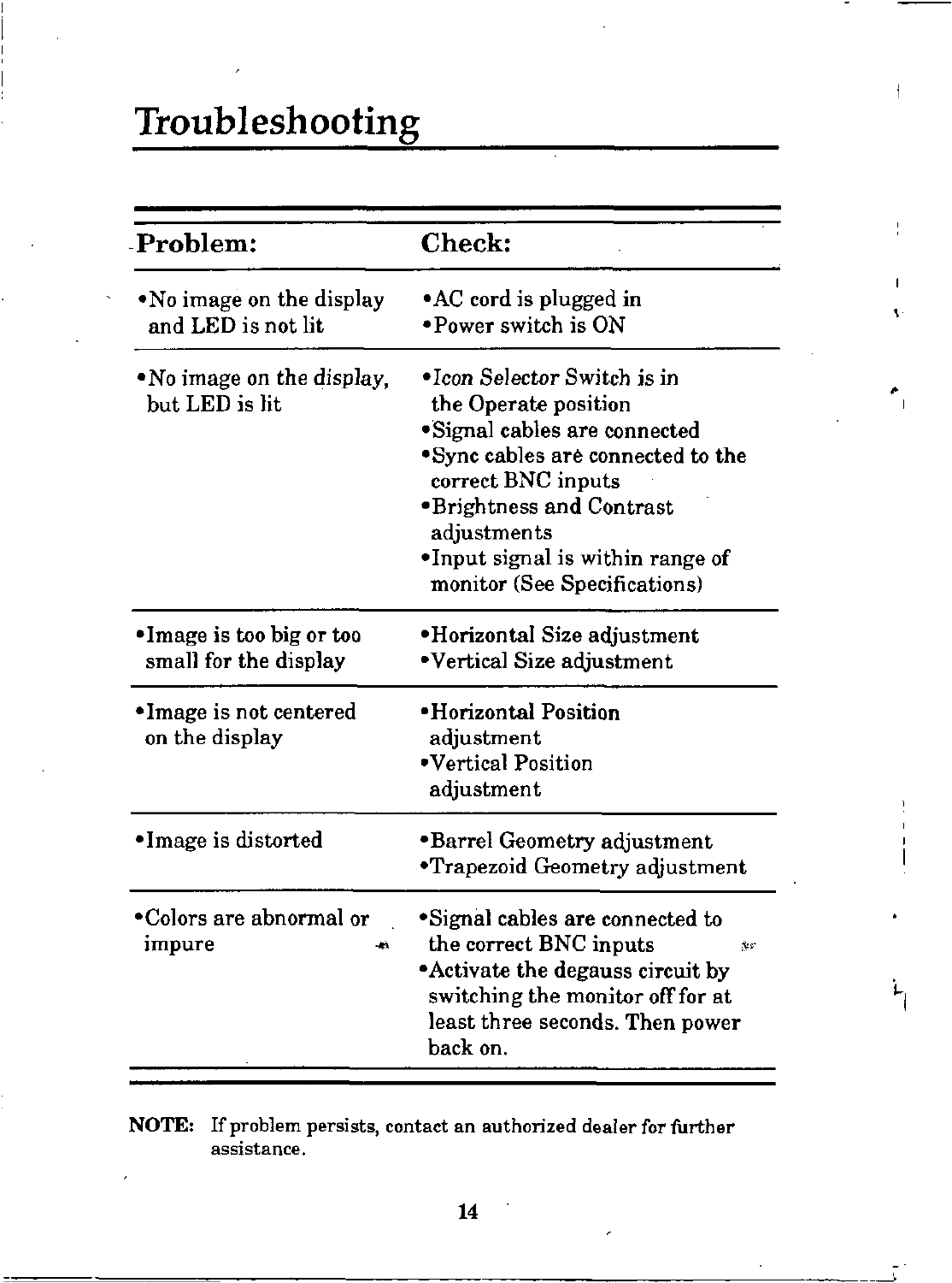# Troubleshooting

| Problem: | Check: |
|---|---|
| •No image on the display and LED is not lit | •AC cord is plugged in<br>•Power switch is ON |
| •No image on the display, but LED is lit | •*Icon Selector* Switch is in the Operate position<br>•Signal cables are connected<br>•Sync cables are connected to the correct BNC inputs<br>•Brightness and Contrast adjustments<br>•Input signal is within range of monitor (See Specifications) |
| •Image is too big or too small for the display | •Horizontal Size adjustment<br>•Vertical Size adjustment |
| •Image is not centered on the display | •Horizontal Position adjustment<br>•Vertical Position adjustment |
| •Image is distorted | •Barrel Geometry adjustment<br>•Trapezoid Geometry adjustment |
| •Colors are abnormal or impure | •Signal cables are connected to the correct BNC inputs<br>•Activate the degauss circuit by switching the monitor off for at least three seconds. Then power back on. |

**NOTE:** If problem persists, contact an authorized dealer for further assistance.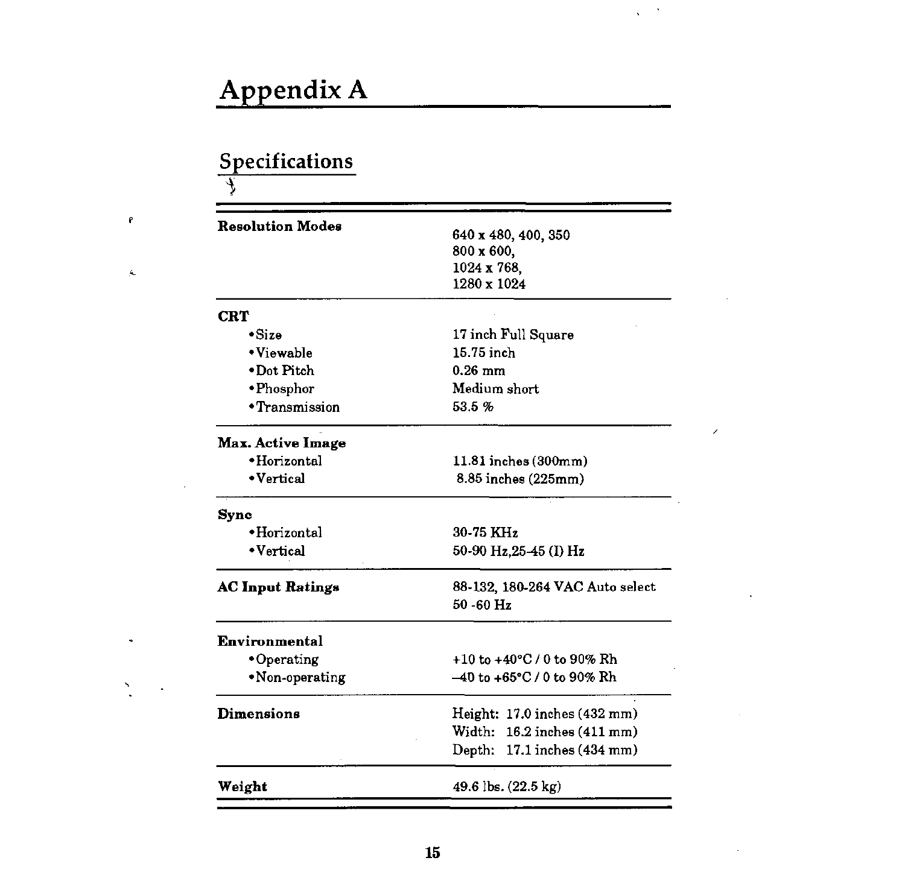# Appendix A

## Specifications

| | |
|---|---|
| **Resolution Modes** | 640 x 480, 400, 350<br>800 x 600,<br>1024 x 768,<br>1280 x 1024 |
| **CRT** | |
| •Size | 17 inch Full Square |
| •Viewable | 15.75 inch |
| •Dot Pitch | 0.26 mm |
| •Phosphor | Medium short |
| •Transmission | 53.5 % |
| **Max. Active Image** | |
| •Horizontal | 11.81 inches (300mm) |
| •Vertical | 8.85 inches (225mm) |
| **Sync** | |
| •Horizontal | 30-75 KHz |
| •Vertical | 50-90 Hz,25-45 (I) Hz |
| **AC Input Ratings** | 88-132, 180-264 VAC Auto select<br>50 -60 Hz |
| **Environmental** | |
| •Operating | +10 to +40°C / 0 to 90% Rh |
| •Non-operating | –40 to +65°C / 0 to 90% Rh |
| **Dimensions** | Height: 17.0 inches (432 mm)<br>Width: 16.2 inches (411 mm)<br>Depth: 17.1 inches (434 mm) |
| **Weight** | 49.6 lbs. (22.5 kg) |